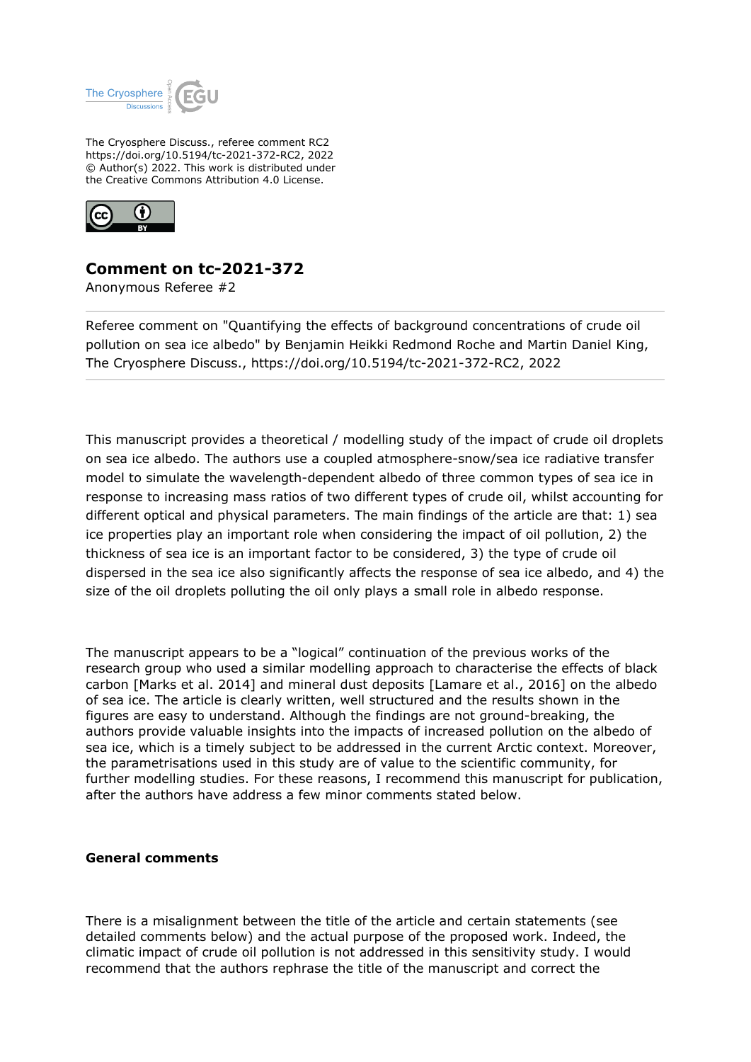The Cryosphere Discuss., referee comment RC2
https://doi.org/10.5194/tc-2021-372-RC2, 2022
© Author(s) 2022. This work is distributed under
the Creative Commons Attribution 4.0 License.

# Comment on tc-2021-372

Anonymous Referee #2

Referee comment on "Quantifying the effects of background concentrations of crude oil pollution on sea ice albedo" by Benjamin Heikki Redmond Roche and Martin Daniel King, The Cryosphere Discuss., https://doi.org/10.5194/tc-2021-372-RC2, 2022

---

This manuscript provides a theoretical / modelling study of the impact of crude oil droplets on sea ice albedo. The authors use a coupled atmosphere-snow/sea ice radiative transfer model to simulate the wavelength-dependent albedo of three common types of sea ice in response to increasing mass ratios of two different types of crude oil, whilst accounting for different optical and physical parameters. The main findings of the article are that: 1) sea ice properties play an important role when considering the impact of oil pollution, 2) the thickness of sea ice is an important factor to be considered, 3) the type of crude oil dispersed in the sea ice also significantly affects the response of sea ice albedo, and 4) the size of the oil droplets polluting the oil only plays a small role in albedo response.

The manuscript appears to be a "logical" continuation of the previous works of the research group who used a similar modelling approach to characterise the effects of black carbon [Marks et al. 2014] and mineral dust deposits [Lamare et al., 2016] on the albedo of sea ice. The article is clearly written, well structured and the results shown in the figures are easy to understand. Although the findings are not ground-breaking, the authors provide valuable insights into the impacts of increased pollution on the albedo of sea ice, which is a timely subject to be addressed in the current Arctic context. Moreover, the parametrisations used in this study are of value to the scientific community, for further modelling studies. For these reasons, I recommend this manuscript for publication, after the authors have address a few minor comments stated below.

**General comments**

There is a misalignment between the title of the article and certain statements (see detailed comments below) and the actual purpose of the proposed work. Indeed, the climatic impact of crude oil pollution is not addressed in this sensitivity study. I would recommend that the authors rephrase the title of the manuscript and correct the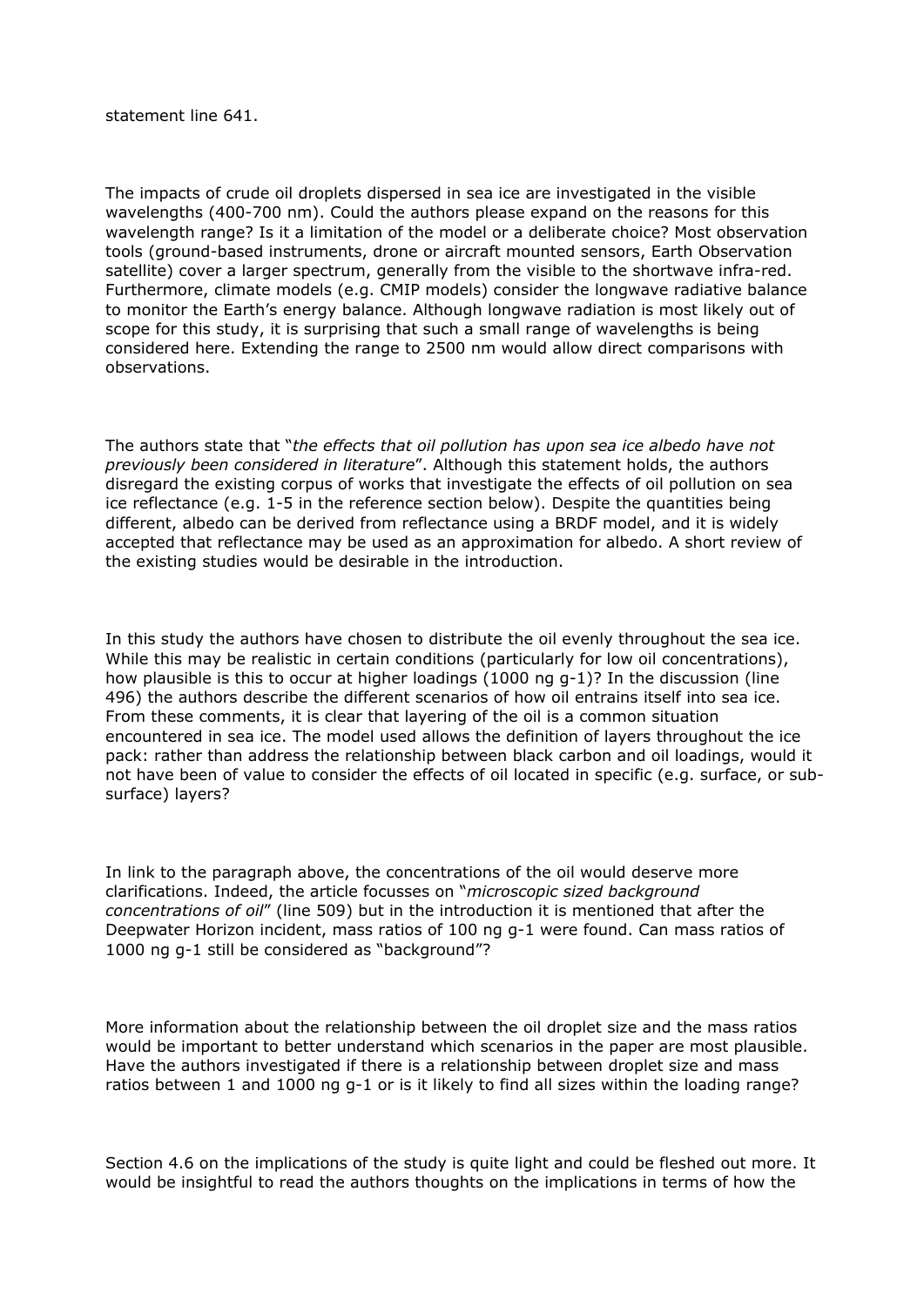statement line 641.

The impacts of crude oil droplets dispersed in sea ice are investigated in the visible wavelengths (400-700 nm). Could the authors please expand on the reasons for this wavelength range? Is it a limitation of the model or a deliberate choice? Most observation tools (ground-based instruments, drone or aircraft mounted sensors, Earth Observation satellite) cover a larger spectrum, generally from the visible to the shortwave infra-red. Furthermore, climate models (e.g. CMIP models) consider the longwave radiative balance to monitor the Earth's energy balance. Although longwave radiation is most likely out of scope for this study, it is surprising that such a small range of wavelengths is being considered here. Extending the range to 2500 nm would allow direct comparisons with observations.

The authors state that "*the effects that oil pollution has upon sea ice albedo have not previously been considered in literature*". Although this statement holds, the authors disregard the existing corpus of works that investigate the effects of oil pollution on sea ice reflectance (e.g. 1-5 in the reference section below). Despite the quantities being different, albedo can be derived from reflectance using a BRDF model, and it is widely accepted that reflectance may be used as an approximation for albedo. A short review of the existing studies would be desirable in the introduction.

In this study the authors have chosen to distribute the oil evenly throughout the sea ice. While this may be realistic in certain conditions (particularly for low oil concentrations), how plausible is this to occur at higher loadings (1000 ng g-1)? In the discussion (line 496) the authors describe the different scenarios of how oil entrains itself into sea ice. From these comments, it is clear that layering of the oil is a common situation encountered in sea ice. The model used allows the definition of layers throughout the ice pack: rather than address the relationship between black carbon and oil loadings, would it not have been of value to consider the effects of oil located in specific (e.g. surface, or sub-surface) layers?

In link to the paragraph above, the concentrations of the oil would deserve more clarifications. Indeed, the article focusses on "*microscopic sized background concentrations of oil*" (line 509) but in the introduction it is mentioned that after the Deepwater Horizon incident, mass ratios of 100 ng g-1 were found. Can mass ratios of 1000 ng g-1 still be considered as "background"?

More information about the relationship between the oil droplet size and the mass ratios would be important to better understand which scenarios in the paper are most plausible. Have the authors investigated if there is a relationship between droplet size and mass ratios between 1 and 1000 ng g-1 or is it likely to find all sizes within the loading range?

Section 4.6 on the implications of the study is quite light and could be fleshed out more. It would be insightful to read the authors thoughts on the implications in terms of how the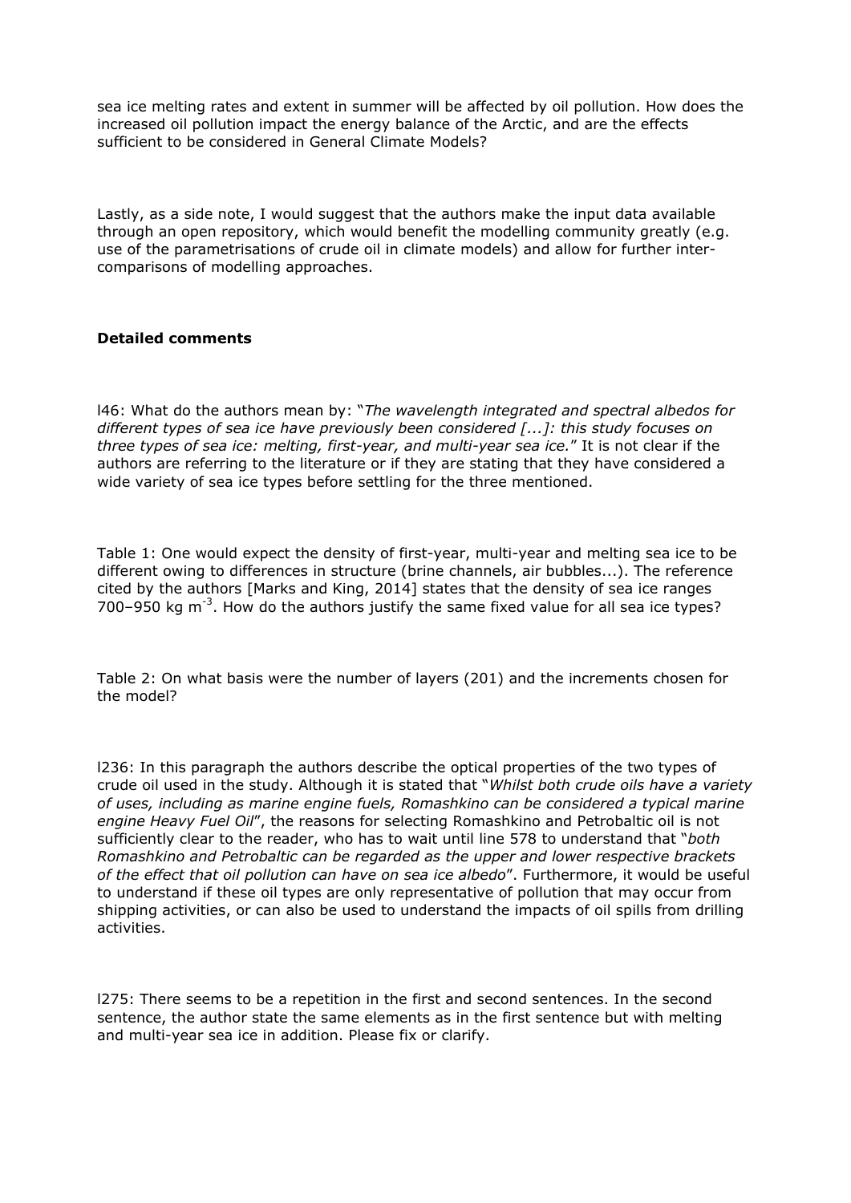sea ice melting rates and extent in summer will be affected by oil pollution. How does the increased oil pollution impact the energy balance of the Arctic, and are the effects sufficient to be considered in General Climate Models?

Lastly, as a side note, I would suggest that the authors make the input data available through an open repository, which would benefit the modelling community greatly (e.g. use of the parametrisations of crude oil in climate models) and allow for further inter-comparisons of modelling approaches.

**Detailed comments**

l46: What do the authors mean by: "*The wavelength integrated and spectral albedos for different types of sea ice have previously been considered [...]: this study focuses on three types of sea ice: melting, first-year, and multi-year sea ice.*" It is not clear if the authors are referring to the literature or if they are stating that they have considered a wide variety of sea ice types before settling for the three mentioned.

Table 1: One would expect the density of first-year, multi-year and melting sea ice to be different owing to differences in structure (brine channels, air bubbles...). The reference cited by the authors [Marks and King, 2014] states that the density of sea ice ranges 700–950 kg m$^{-3}$. How do the authors justify the same fixed value for all sea ice types?

Table 2: On what basis were the number of layers (201) and the increments chosen for the model?

l236: In this paragraph the authors describe the optical properties of the two types of crude oil used in the study. Although it is stated that "*Whilst both crude oils have a variety of uses, including as marine engine fuels, Romashkino can be considered a typical marine engine Heavy Fuel Oil*", the reasons for selecting Romashkino and Petrobaltic oil is not sufficiently clear to the reader, who has to wait until line 578 to understand that "*both Romashkino and Petrobaltic can be regarded as the upper and lower respective brackets of the effect that oil pollution can have on sea ice albedo*". Furthermore, it would be useful to understand if these oil types are only representative of pollution that may occur from shipping activities, or can also be used to understand the impacts of oil spills from drilling activities.

l275: There seems to be a repetition in the first and second sentences. In the second sentence, the author state the same elements as in the first sentence but with melting and multi-year sea ice in addition. Please fix or clarify.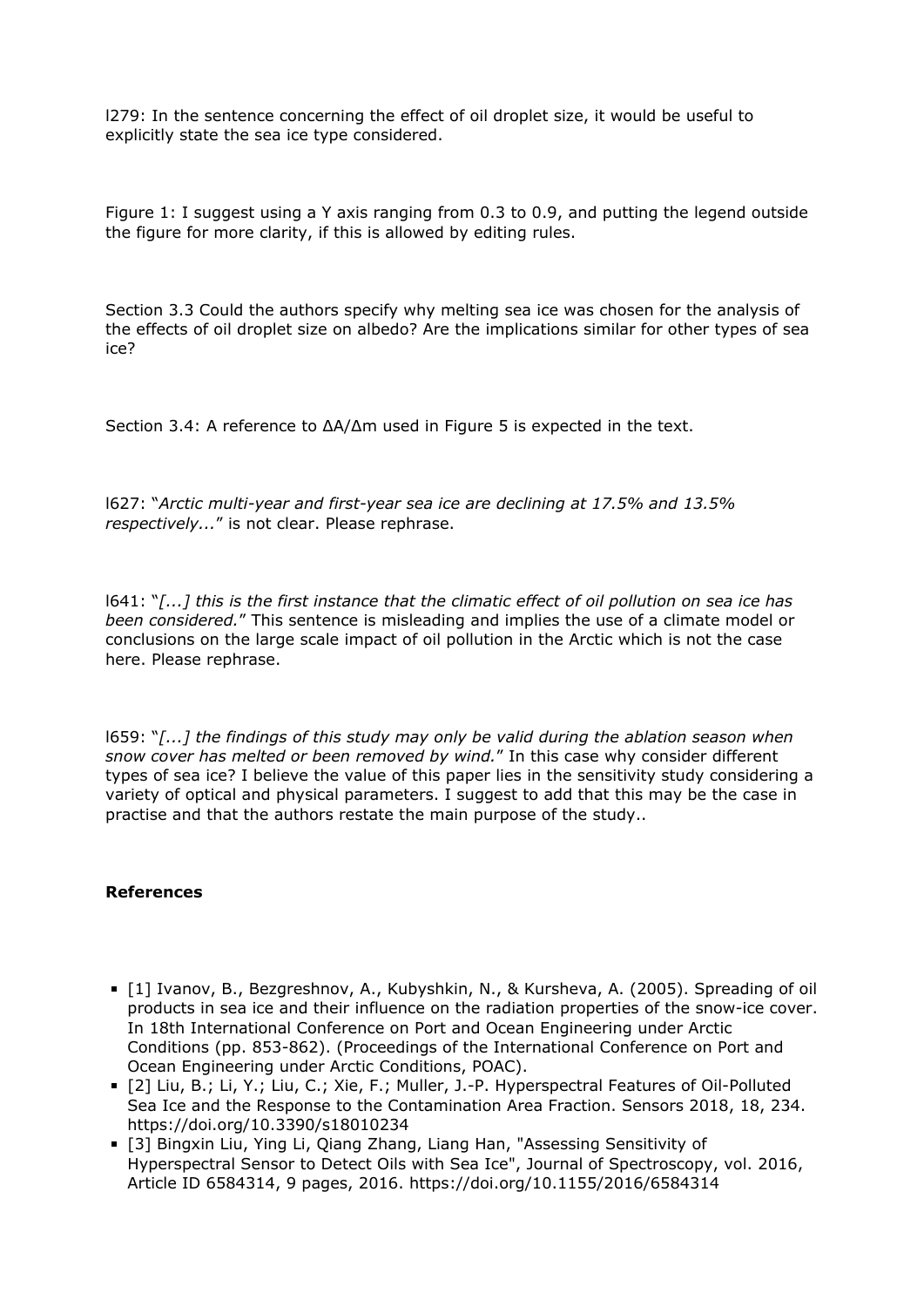l279: In the sentence concerning the effect of oil droplet size, it would be useful to explicitly state the sea ice type considered.

Figure 1: I suggest using a Y axis ranging from 0.3 to 0.9, and putting the legend outside the figure for more clarity, if this is allowed by editing rules.

Section 3.3 Could the authors specify why melting sea ice was chosen for the analysis of the effects of oil droplet size on albedo? Are the implications similar for other types of sea ice?

Section 3.4: A reference to $\Delta A/\Delta m$ used in Figure 5 is expected in the text.

l627: "*Arctic multi-year and first-year sea ice are declining at 17.5% and 13.5% respectively...*" is not clear. Please rephrase.

l641: "*[...] this is the first instance that the climatic effect of oil pollution on sea ice has been considered.*" This sentence is misleading and implies the use of a climate model or conclusions on the large scale impact of oil pollution in the Arctic which is not the case here. Please rephrase.

l659: "*[...] the findings of this study may only be valid during the ablation season when snow cover has melted or been removed by wind.*" In this case why consider different types of sea ice? I believe the value of this paper lies in the sensitivity study considering a variety of optical and physical parameters. I suggest to add that this may be the case in practise and that the authors restate the main purpose of the study..

**References**

- [1] Ivanov, B., Bezgreshnov, A., Kubyshkin, N., & Kursheva, A. (2005). Spreading of oil products in sea ice and their influence on the radiation properties of the snow-ice cover. In 18th International Conference on Port and Ocean Engineering under Arctic Conditions (pp. 853-862). (Proceedings of the International Conference on Port and Ocean Engineering under Arctic Conditions, POAC).
- [2] Liu, B.; Li, Y.; Liu, C.; Xie, F.; Muller, J.-P. Hyperspectral Features of Oil-Polluted Sea Ice and the Response to the Contamination Area Fraction. Sensors 2018, 18, 234. https://doi.org/10.3390/s18010234
- [3] Bingxin Liu, Ying Li, Qiang Zhang, Liang Han, "Assessing Sensitivity of Hyperspectral Sensor to Detect Oils with Sea Ice", Journal of Spectroscopy, vol. 2016, Article ID 6584314, 9 pages, 2016. https://doi.org/10.1155/2016/6584314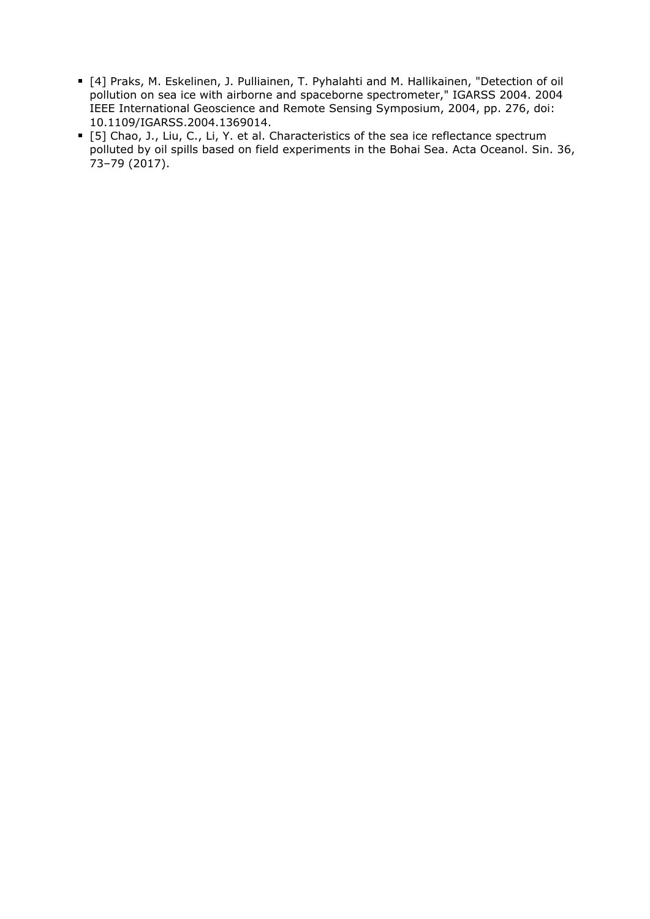- [4] Praks, M. Eskelinen, J. Pulliainen, T. Pyhalahti and M. Hallikainen, "Detection of oil pollution on sea ice with airborne and spaceborne spectrometer," IGARSS 2004. 2004 IEEE International Geoscience and Remote Sensing Symposium, 2004, pp. 276, doi: 10.1109/IGARSS.2004.1369014.
- [5] Chao, J., Liu, C., Li, Y. et al. Characteristics of the sea ice reflectance spectrum polluted by oil spills based on field experiments in the Bohai Sea. Acta Oceanol. Sin. 36, 73–79 (2017).